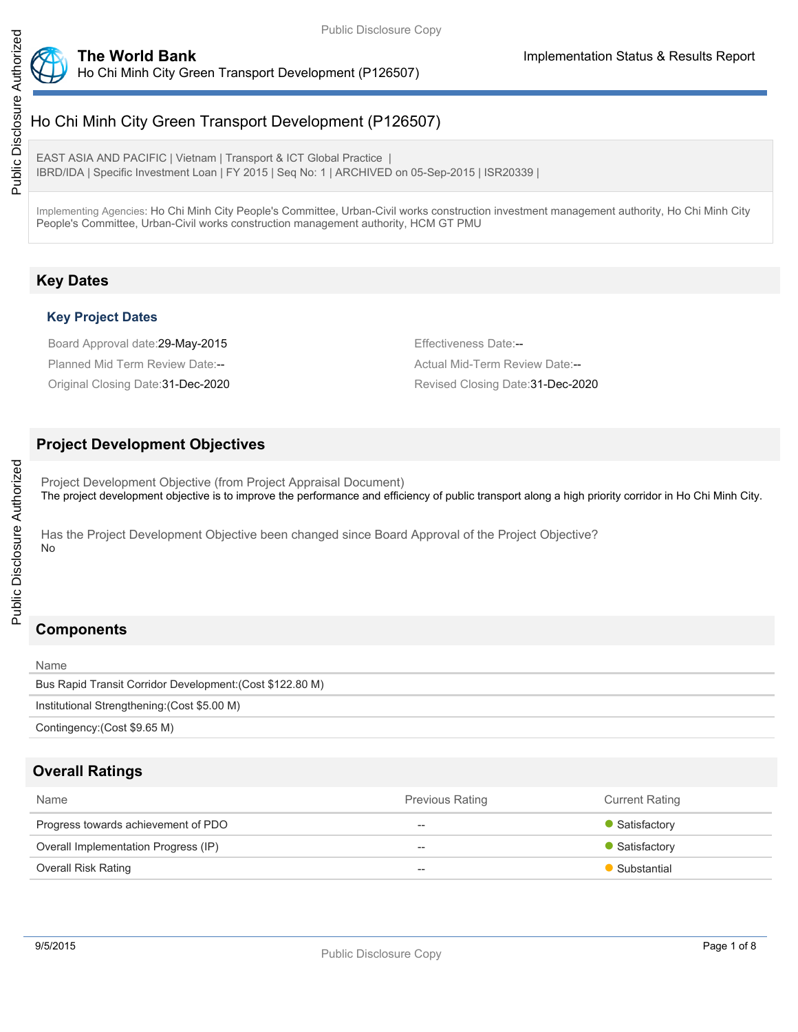// Note: running header/footer (page counter, date, "Public Disclosure Copy" / "Public Disclosure Authorized" margin text) omitted per rules.

# Ho Chi Minh City Green Transport Development (P126507)

EAST ASIA AND PACIFIC | Vietnam | Transport & ICT Global Practice |
IBRD/IDA | Specific Investment Loan | FY 2015 | Seq No: 1 | ARCHIVED on 05-Sep-2015 | ISR20339 |

Implementing Agencies: Ho Chi Minh City People's Committee, Urban-Civil works construction investment management authority, Ho Chi Minh City People's Committee, Urban-Civil works construction management authority, HCM GT PMU

## Key Dates

### Key Project Dates

| | |
|---|---|
| Board Approval date:29-May-2015 | Effectiveness Date:-- |
| Planned Mid Term Review Date:-- | Actual Mid-Term Review Date:-- |
| Original Closing Date:31-Dec-2020 | Revised Closing Date:31-Dec-2020 |

## Project Development Objectives

Project Development Objective (from Project Appraisal Document)

The project development objective is to improve the performance and efficiency of public transport along a high priority corridor in Ho Chi Minh City.

Has the Project Development Objective been changed since Board Approval of the Project Objective?

No

## Components

| Name |
|---|
| Bus Rapid Transit Corridor Development:(Cost $122.80 M) |
| Institutional Strengthening:(Cost $5.00 M) |
| Contingency:(Cost $9.65 M) |

## Overall Ratings

| Name | Previous Rating | Current Rating |
|---|---|---|
| Progress towards achievement of PDO | -- | Satisfactory |
| Overall Implementation Progress (IP) | -- | Satisfactory |
| Overall Risk Rating | -- | Substantial |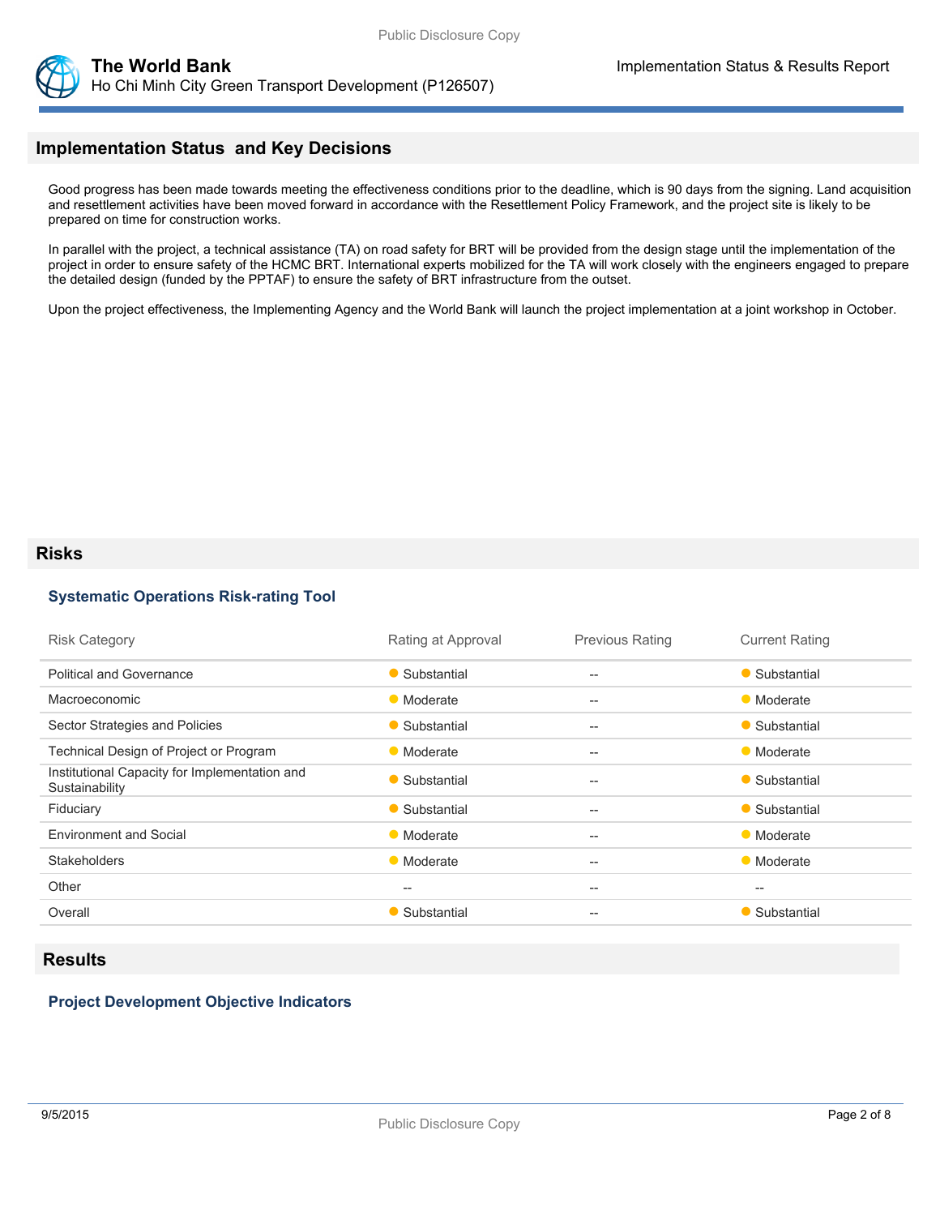## Implementation Status and Key Decisions

Good progress has been made towards meeting the effectiveness conditions prior to the deadline, which is 90 days from the signing. Land acquisition and resettlement activities have been moved forward in accordance with the Resettlement Policy Framework, and the project site is likely to be prepared on time for construction works.

In parallel with the project, a technical assistance (TA) on road safety for BRT will be provided from the design stage until the implementation of the project in order to ensure safety of the HCMC BRT. International experts mobilized for the TA will work closely with the engineers engaged to prepare the detailed design (funded by the PPTAF) to ensure the safety of BRT infrastructure from the outset.

Upon the project effectiveness, the Implementing Agency and the World Bank will launch the project implementation at a joint workshop in October.

## Risks

### Systematic Operations Risk-rating Tool

| Risk Category | Rating at Approval | Previous Rating | Current Rating |
| --- | --- | --- | --- |
| Political and Governance | Substantial | -- | Substantial |
| Macroeconomic | Moderate | -- | Moderate |
| Sector Strategies and Policies | Substantial | -- | Substantial |
| Technical Design of Project or Program | Moderate | -- | Moderate |
| Institutional Capacity for Implementation and Sustainability | Substantial | -- | Substantial |
| Fiduciary | Substantial | -- | Substantial |
| Environment and Social | Moderate | -- | Moderate |
| Stakeholders | Moderate | -- | Moderate |
| Other | -- | -- | -- |
| Overall | Substantial | -- | Substantial |

## Results

### Project Development Objective Indicators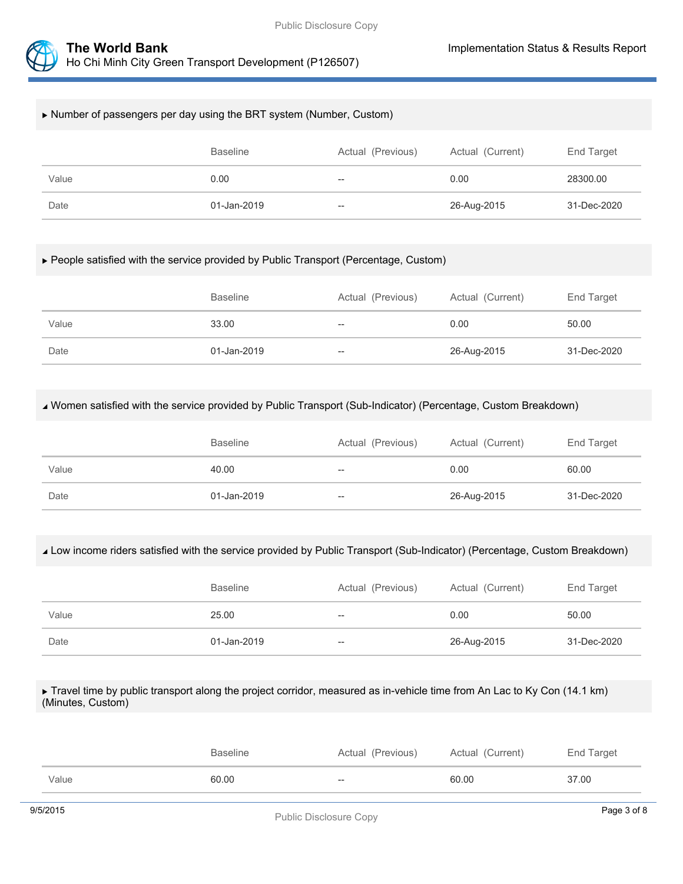▸ Number of passengers per day using the BRT system (Number, Custom)

| | Baseline | Actual (Previous) | Actual (Current) | End Target |
|---|---|---|---|---|
| Value | 0.00 | -- | 0.00 | 28300.00 |
| Date | 01-Jan-2019 | -- | 26-Aug-2015 | 31-Dec-2020 |

▸ People satisfied with the service provided by Public Transport (Percentage, Custom)

| | Baseline | Actual (Previous) | Actual (Current) | End Target |
|---|---|---|---|---|
| Value | 33.00 | -- | 0.00 | 50.00 |
| Date | 01-Jan-2019 | -- | 26-Aug-2015 | 31-Dec-2020 |

◢ Women satisfied with the service provided by Public Transport (Sub-Indicator) (Percentage, Custom Breakdown)

| | Baseline | Actual (Previous) | Actual (Current) | End Target |
|---|---|---|---|---|
| Value | 40.00 | -- | 0.00 | 60.00 |
| Date | 01-Jan-2019 | -- | 26-Aug-2015 | 31-Dec-2020 |

◢ Low income riders satisfied with the service provided by Public Transport (Sub-Indicator) (Percentage, Custom Breakdown)

| | Baseline | Actual (Previous) | Actual (Current) | End Target |
|---|---|---|---|---|
| Value | 25.00 | -- | 0.00 | 50.00 |
| Date | 01-Jan-2019 | -- | 26-Aug-2015 | 31-Dec-2020 |

▸ Travel time by public transport along the project corridor, measured as in-vehicle time from An Lac to Ky Con (14.1 km) (Minutes, Custom)

| | Baseline | Actual (Previous) | Actual (Current) | End Target |
|---|---|---|---|---|
| Value | 60.00 | -- | 60.00 | 37.00 |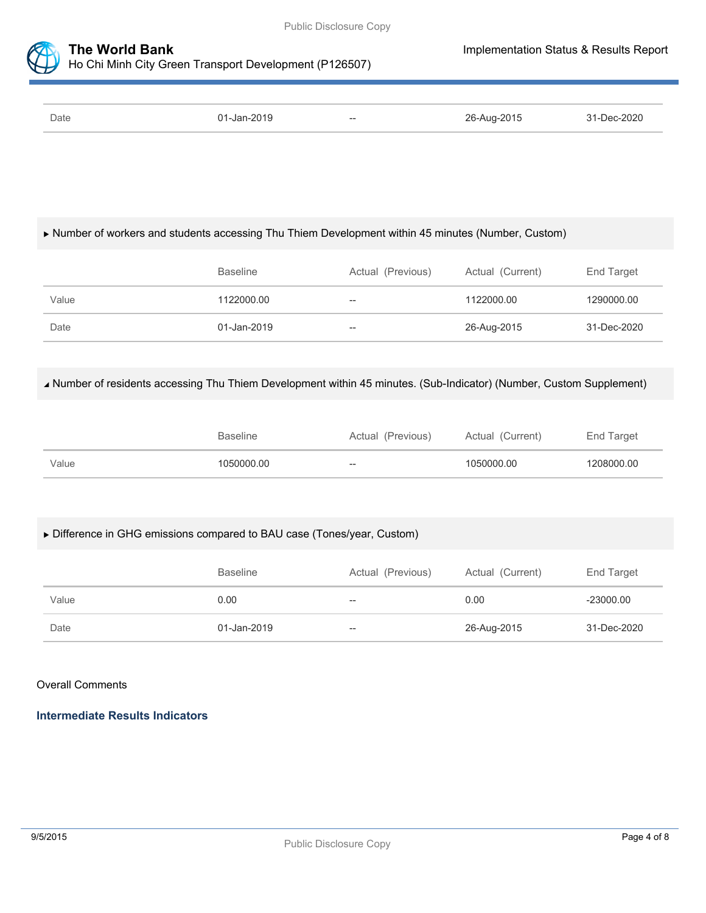| | | | | |
|---|---|---|---|---|
| Date | 01-Jan-2019 | -- | 26-Aug-2015 | 31-Dec-2020 |

▶ Number of workers and students accessing Thu Thiem Development within 45 minutes (Number, Custom)

| | Baseline | Actual (Previous) | Actual (Current) | End Target |
|---|---|---|---|---|
| Value | 1122000.00 | -- | 1122000.00 | 1290000.00 |
| Date | 01-Jan-2019 | -- | 26-Aug-2015 | 31-Dec-2020 |

◢ Number of residents accessing Thu Thiem Development within 45 minutes. (Sub-Indicator) (Number, Custom Supplement)

| | Baseline | Actual (Previous) | Actual (Current) | End Target |
|---|---|---|---|---|
| Value | 1050000.00 | -- | 1050000.00 | 1208000.00 |

▶ Difference in GHG emissions compared to BAU case (Tones/year, Custom)

| | Baseline | Actual (Previous) | Actual (Current) | End Target |
|---|---|---|---|---|
| Value | 0.00 | -- | 0.00 | -23000.00 |
| Date | 01-Jan-2019 | -- | 26-Aug-2015 | 31-Dec-2020 |

Overall Comments

### Intermediate Results Indicators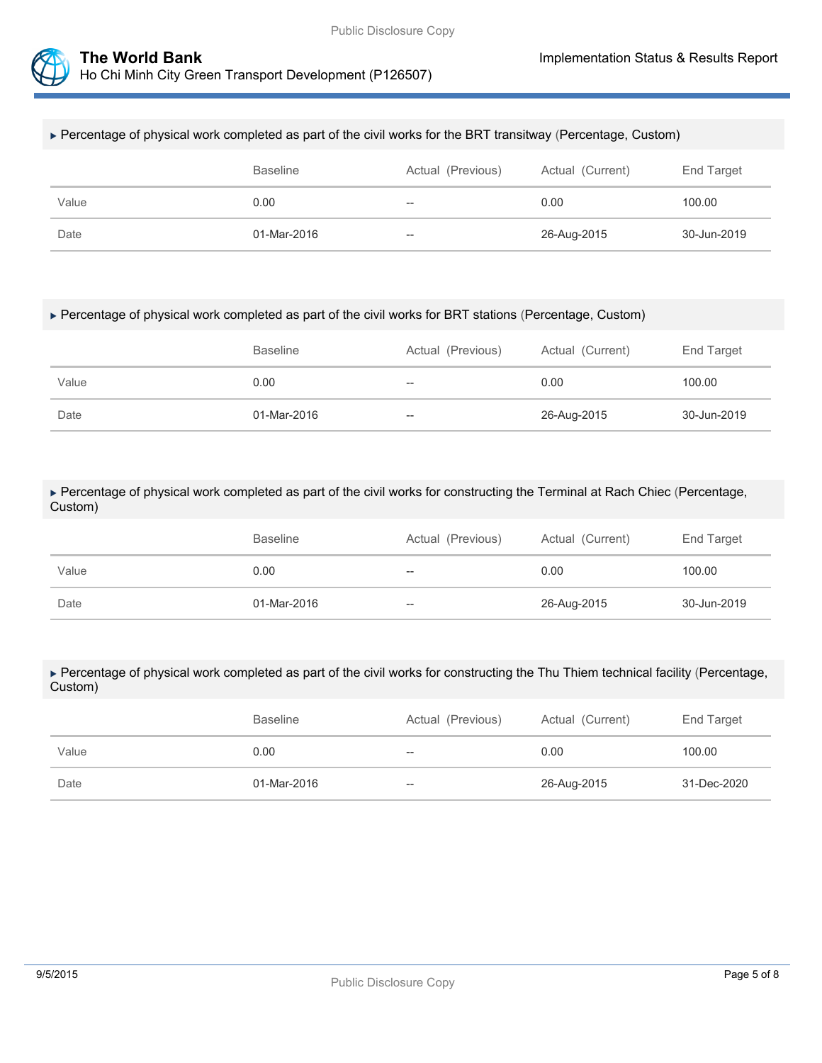▸ Percentage of physical work completed as part of the civil works for the BRT transitway (Percentage, Custom)

| | Baseline | Actual (Previous) | Actual (Current) | End Target |
|---|---|---|---|---|
| Value | 0.00 | -- | 0.00 | 100.00 |
| Date | 01-Mar-2016 | -- | 26-Aug-2015 | 30-Jun-2019 |

▸ Percentage of physical work completed as part of the civil works for BRT stations (Percentage, Custom)

| | Baseline | Actual (Previous) | Actual (Current) | End Target |
|---|---|---|---|---|
| Value | 0.00 | -- | 0.00 | 100.00 |
| Date | 01-Mar-2016 | -- | 26-Aug-2015 | 30-Jun-2019 |

▸ Percentage of physical work completed as part of the civil works for constructing the Terminal at Rach Chiec (Percentage, Custom)

| | Baseline | Actual (Previous) | Actual (Current) | End Target |
|---|---|---|---|---|
| Value | 0.00 | -- | 0.00 | 100.00 |
| Date | 01-Mar-2016 | -- | 26-Aug-2015 | 30-Jun-2019 |

▸ Percentage of physical work completed as part of the civil works for constructing the Thu Thiem technical facility (Percentage, Custom)

| | Baseline | Actual (Previous) | Actual (Current) | End Target |
|---|---|---|---|---|
| Value | 0.00 | -- | 0.00 | 100.00 |
| Date | 01-Mar-2016 | -- | 26-Aug-2015 | 31-Dec-2020 |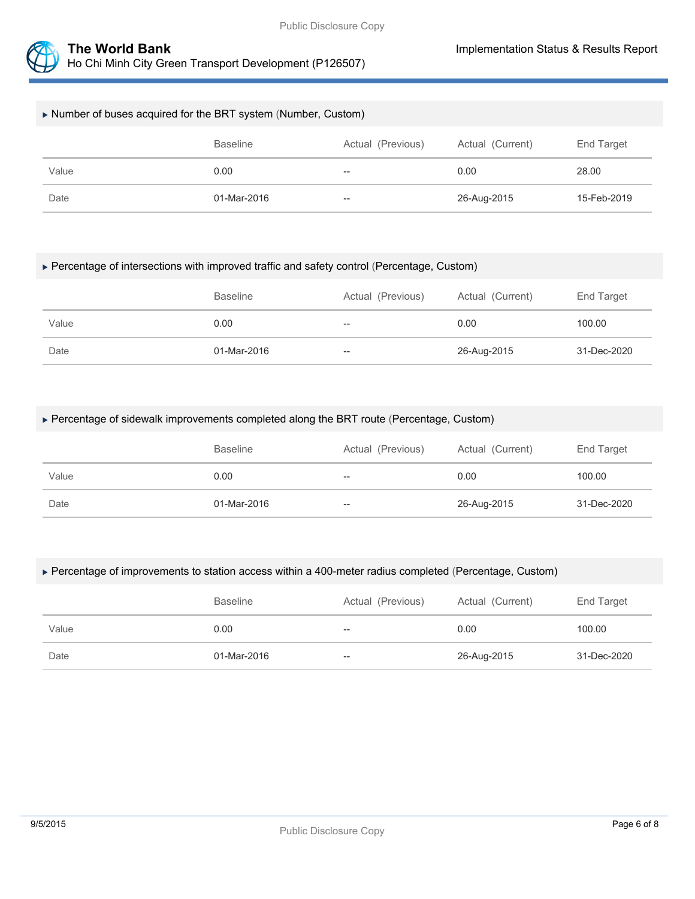▸ Number of buses acquired for the BRT system (Number, Custom)

| | Baseline | Actual (Previous) | Actual (Current) | End Target |
|---|---|---|---|---|
| Value | 0.00 | -- | 0.00 | 28.00 |
| Date | 01-Mar-2016 | -- | 26-Aug-2015 | 15-Feb-2019 |

▸ Percentage of intersections with improved traffic and safety control (Percentage, Custom)

| | Baseline | Actual (Previous) | Actual (Current) | End Target |
|---|---|---|---|---|
| Value | 0.00 | -- | 0.00 | 100.00 |
| Date | 01-Mar-2016 | -- | 26-Aug-2015 | 31-Dec-2020 |

▸ Percentage of sidewalk improvements completed along the BRT route (Percentage, Custom)

| | Baseline | Actual (Previous) | Actual (Current) | End Target |
|---|---|---|---|---|
| Value | 0.00 | -- | 0.00 | 100.00 |
| Date | 01-Mar-2016 | -- | 26-Aug-2015 | 31-Dec-2020 |

▸ Percentage of improvements to station access within a 400-meter radius completed (Percentage, Custom)

| | Baseline | Actual (Previous) | Actual (Current) | End Target |
|---|---|---|---|---|
| Value | 0.00 | -- | 0.00 | 100.00 |
| Date | 01-Mar-2016 | -- | 26-Aug-2015 | 31-Dec-2020 |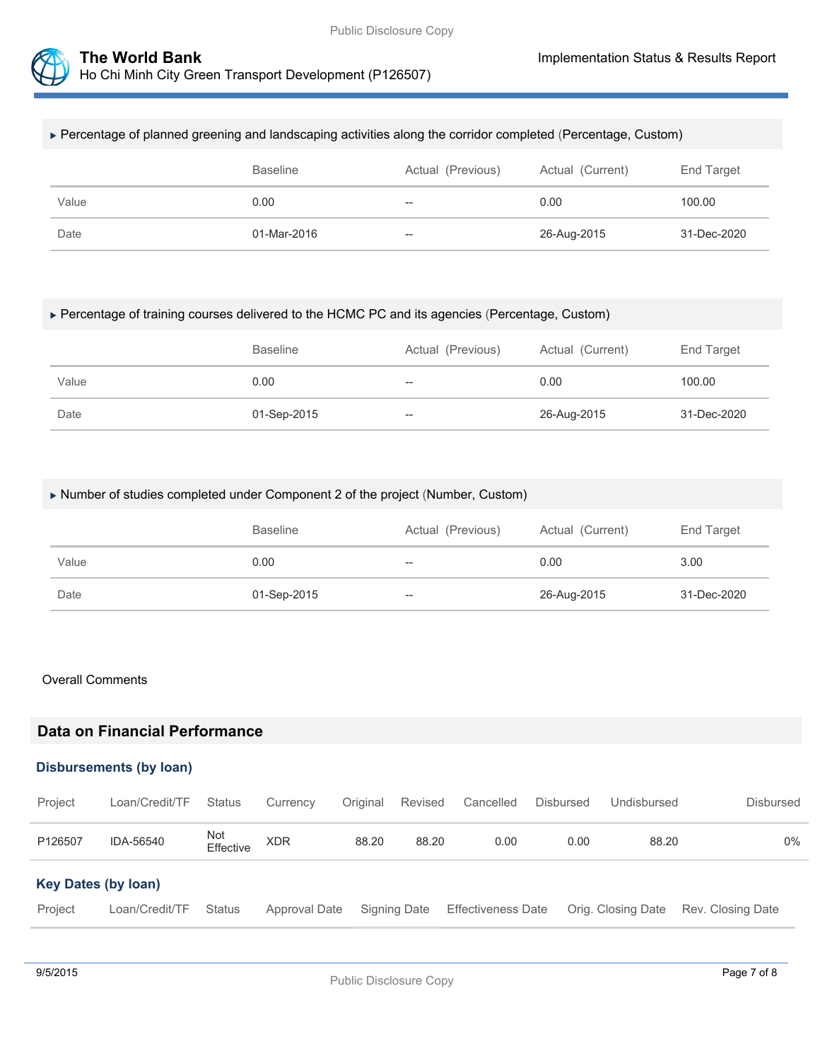▸ Percentage of planned greening and landscaping activities along the corridor completed (Percentage, Custom)

| | Baseline | Actual (Previous) | Actual (Current) | End Target |
|---|---|---|---|---|
| Value | 0.00 | -- | 0.00 | 100.00 |
| Date | 01-Mar-2016 | -- | 26-Aug-2015 | 31-Dec-2020 |

▸ Percentage of training courses delivered to the HCMC PC and its agencies (Percentage, Custom)

| | Baseline | Actual (Previous) | Actual (Current) | End Target |
|---|---|---|---|---|
| Value | 0.00 | -- | 0.00 | 100.00 |
| Date | 01-Sep-2015 | -- | 26-Aug-2015 | 31-Dec-2020 |

▸ Number of studies completed under Component 2 of the project (Number, Custom)

| | Baseline | Actual (Previous) | Actual (Current) | End Target |
|---|---|---|---|---|
| Value | 0.00 | -- | 0.00 | 3.00 |
| Date | 01-Sep-2015 | -- | 26-Aug-2015 | 31-Dec-2020 |

Overall Comments

## Data on Financial Performance

### Disbursements (by loan)

| Project | Loan/Credit/TF | Status | Currency | Original | Revised | Cancelled | Disbursed | Undisbursed | Disbursed |
|---|---|---|---|---|---|---|---|---|---|
| P126507 | IDA-56540 | Not Effective | XDR | 88.20 | 88.20 | 0.00 | 0.00 | 88.20 | 0% |

### Key Dates (by loan)

| Project | Loan/Credit/TF | Status | Approval Date | Signing Date | Effectiveness Date | Orig. Closing Date | Rev. Closing Date |
|---|---|---|---|---|---|---|---|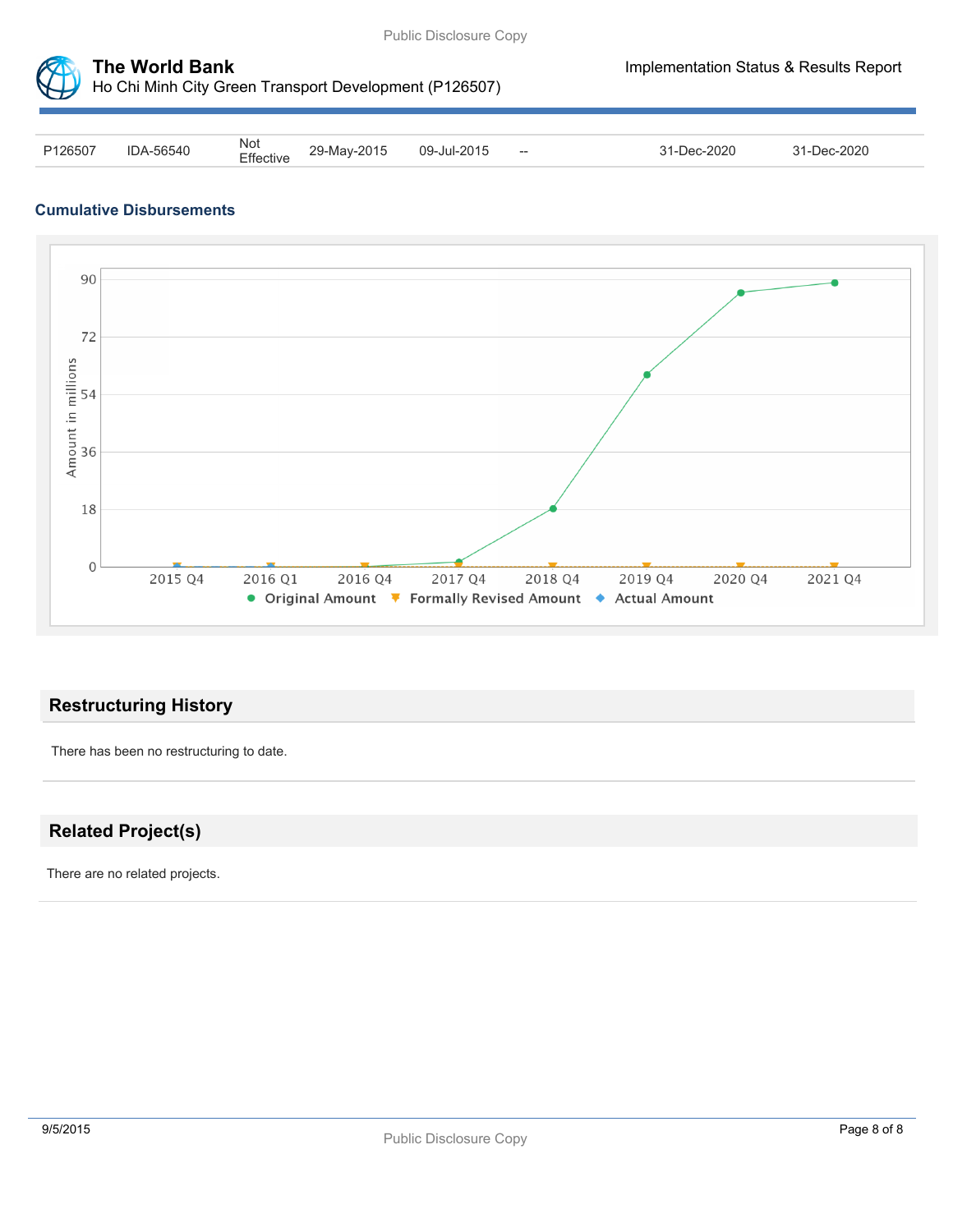| | | | | | | | |
|---|---|---|---|---|---|---|---|
| P126507 | IDA-56540 | Not Effective | 29-May-2015 | 09-Jul-2015 | -- | 31-Dec-2020 | 31-Dec-2020 |

### Cumulative Disbursements

Amount in millions

90
72
54
36
18
0

2015 Q4
2016 Q1
2016 Q4
2017 Q4
2018 Q4
2019 Q4
2020 Q4
2021 Q4

Original Amount
Formally Revised Amount
Actual Amount

## Restructuring History

There has been no restructuring to date.

## Related Project(s)

There are no related projects.